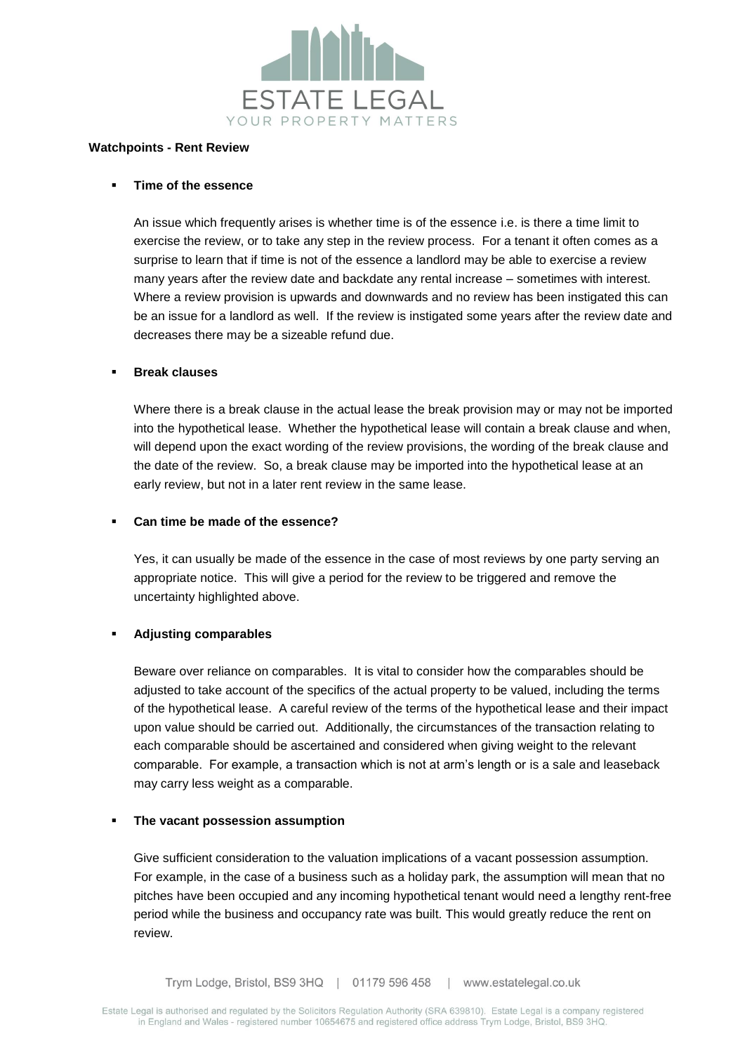**Watchpoints - Rent Review**

- **Time of the essence**

  An issue which frequently arises is whether time is of the essence i.e. is there a time limit to exercise the review, or to take any step in the review process. For a tenant it often comes as a surprise to learn that if time is not of the essence a landlord may be able to exercise a review many years after the review date and backdate any rental increase – sometimes with interest. Where a review provision is upwards and downwards and no review has been instigated this can be an issue for a landlord as well. If the review is instigated some years after the review date and decreases there may be a sizeable refund due.

- **Break clauses**

  Where there is a break clause in the actual lease the break provision may or may not be imported into the hypothetical lease. Whether the hypothetical lease will contain a break clause and when, will depend upon the exact wording of the review provisions, the wording of the break clause and the date of the review. So, a break clause may be imported into the hypothetical lease at an early review, but not in a later rent review in the same lease.

- **Can time be made of the essence?**

  Yes, it can usually be made of the essence in the case of most reviews by one party serving an appropriate notice. This will give a period for the review to be triggered and remove the uncertainty highlighted above.

- **Adjusting comparables**

  Beware over reliance on comparables. It is vital to consider how the comparables should be adjusted to take account of the specifics of the actual property to be valued, including the terms of the hypothetical lease. A careful review of the terms of the hypothetical lease and their impact upon value should be carried out. Additionally, the circumstances of the transaction relating to each comparable should be ascertained and considered when giving weight to the relevant comparable. For example, a transaction which is not at arm's length or is a sale and leaseback may carry less weight as a comparable.

- **The vacant possession assumption**

  Give sufficient consideration to the valuation implications of a vacant possession assumption. For example, in the case of a business such as a holiday park, the assumption will mean that no pitches have been occupied and any incoming hypothetical tenant would need a lengthy rent-free period while the business and occupancy rate was built. This would greatly reduce the rent on review.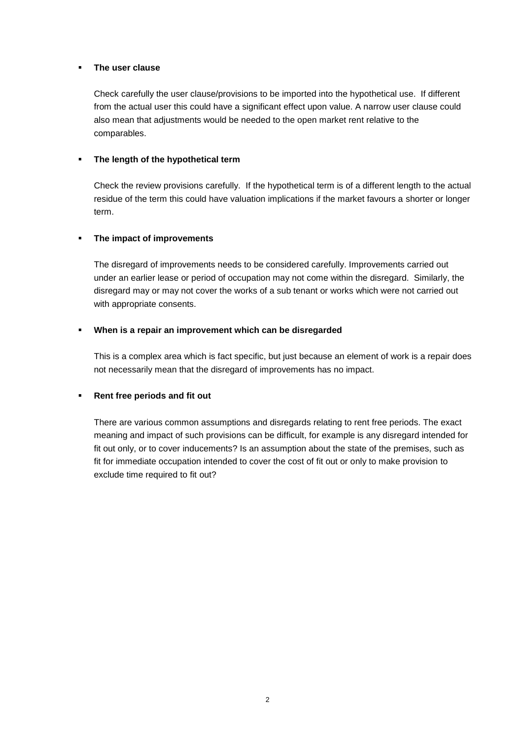- **The user clause**

  Check carefully the user clause/provisions to be imported into the hypothetical use. If different from the actual user this could have a significant effect upon value. A narrow user clause could also mean that adjustments would be needed to the open market rent relative to the comparables.

- **The length of the hypothetical term**

  Check the review provisions carefully. If the hypothetical term is of a different length to the actual residue of the term this could have valuation implications if the market favours a shorter or longer term.

- **The impact of improvements**

  The disregard of improvements needs to be considered carefully. Improvements carried out under an earlier lease or period of occupation may not come within the disregard. Similarly, the disregard may or may not cover the works of a sub tenant or works which were not carried out with appropriate consents.

- **When is a repair an improvement which can be disregarded**

  This is a complex area which is fact specific, but just because an element of work is a repair does not necessarily mean that the disregard of improvements has no impact.

- **Rent free periods and fit out**

  There are various common assumptions and disregards relating to rent free periods. The exact meaning and impact of such provisions can be difficult, for example is any disregard intended for fit out only, or to cover inducements? Is an assumption about the state of the premises, such as fit for immediate occupation intended to cover the cost of fit out or only to make provision to exclude time required to fit out?